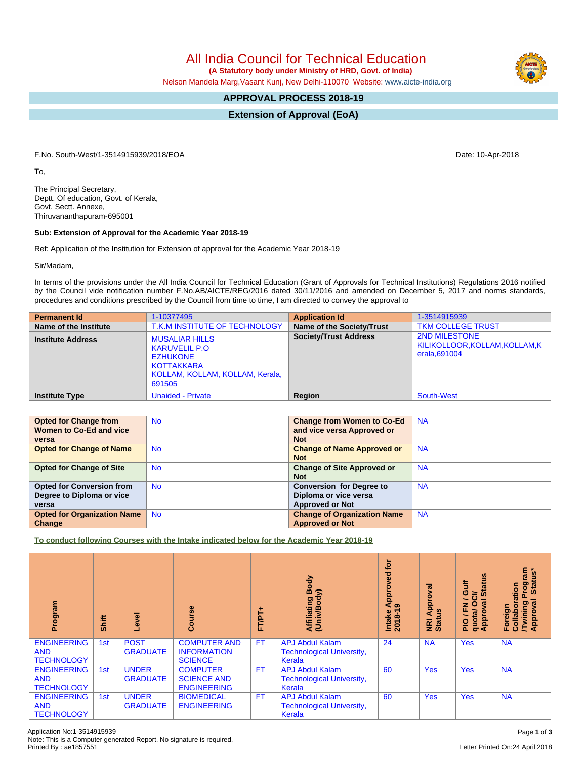# All India Council for Technical Education

**(A Statutory body under Ministry of HRD, Govt. of India)**

Nelson Mandela Marg,Vasant Kunj, New Delhi-110070 Website: www.aicte-india.org

## APPROVAL PROCESS 2018-19

## Extension of Approval (EoA)

F.No. South-West/1-3514915939/2018/EOA

Date: 10-Apr-2018

To,

The Principal Secretary,
Deptt. Of education, Govt. of Kerala,
Govt. Sectt. Annexe,
Thiruvananthapuram-695001

**Sub: Extension of Approval for the Academic Year 2018-19**

Ref: Application of the Institution for Extension of approval for the Academic Year 2018-19

Sir/Madam,

In terms of the provisions under the All India Council for Technical Education (Grant of Approvals for Technical Institutions) Regulations 2016 notified by the Council vide notification number F.No.AB/AICTE/REG/2016 dated 30/11/2016 and amended on December 5, 2017 and norms standards, procedures and conditions prescribed by the Council from time to time, I am directed to convey the approval to

| **Permanent Id** | 1-10377495 | **Application Id** | 1-3514915939 |
|---|---|---|---|
| **Name of the Institute** | T.K.M INSTITUTE OF TECHNOLOGY | **Name of the Society/Trust** | TKM COLLEGE TRUST |
| **Institute Address** | MUSALIAR HILLS KARUVELIL P.O EZHUKONE KOTTAKKARA KOLLAM, KOLLAM, KOLLAM, Kerala, 691505 | **Society/Trust Address** | 2ND MILESTONE KILIKOLLOOR,KOLLAM,KOLLAM,Kerala,691004 |
| **Institute Type** | Unaided - Private | **Region** | South-West |

| **Opted for Change from Women to Co-Ed and vice versa** | No | **Change from Women to Co-Ed and vice versa Approved or Not** | NA |
|---|---|---|---|
| **Opted for Change of Name** | No | **Change of Name Approved or Not** | NA |
| **Opted for Change of Site** | No | **Change of Site Approved or Not** | NA |
| **Opted for Conversion from Degree to Diploma or vice versa** | No | **Conversion for Degree to Diploma or vice versa Approved or Not** | NA |
| **Opted for Organization Name Change** | No | **Change of Organization Name Approved or Not** | NA |

**To conduct following Courses with the Intake indicated below for the Academic Year 2018-19**

| Program | Shift | Level | Course | FT/PT+ | Affiliating Body (Univ/Body) | Intake Approved for 2018-19 | NRI Approval Status | PIO / FN / Gulf quota/ OCI/ Approval Status | Foreign Collaboration /Twining Program Approval Status* |
|---|---|---|---|---|---|---|---|---|---|
| ENGINEERING AND TECHNOLOGY | 1st | POST GRADUATE | COMPUTER AND INFORMATION SCIENCE | FT | APJ Abdul Kalam Technological University, Kerala | 24 | NA | Yes | NA |
| ENGINEERING AND TECHNOLOGY | 1st | UNDER GRADUATE | COMPUTER SCIENCE AND ENGINEERING | FT | APJ Abdul Kalam Technological University, Kerala | 60 | Yes | Yes | NA |
| ENGINEERING AND TECHNOLOGY | 1st | UNDER GRADUATE | BIOMEDICAL ENGINEERING | FT | APJ Abdul Kalam Technological University, Kerala | 60 | Yes | Yes | NA |

Application No:1-3514915939
Note: This is a Computer generated Report. No signature is required.
Printed By : ae1857551

Letter Printed On:24 April 2018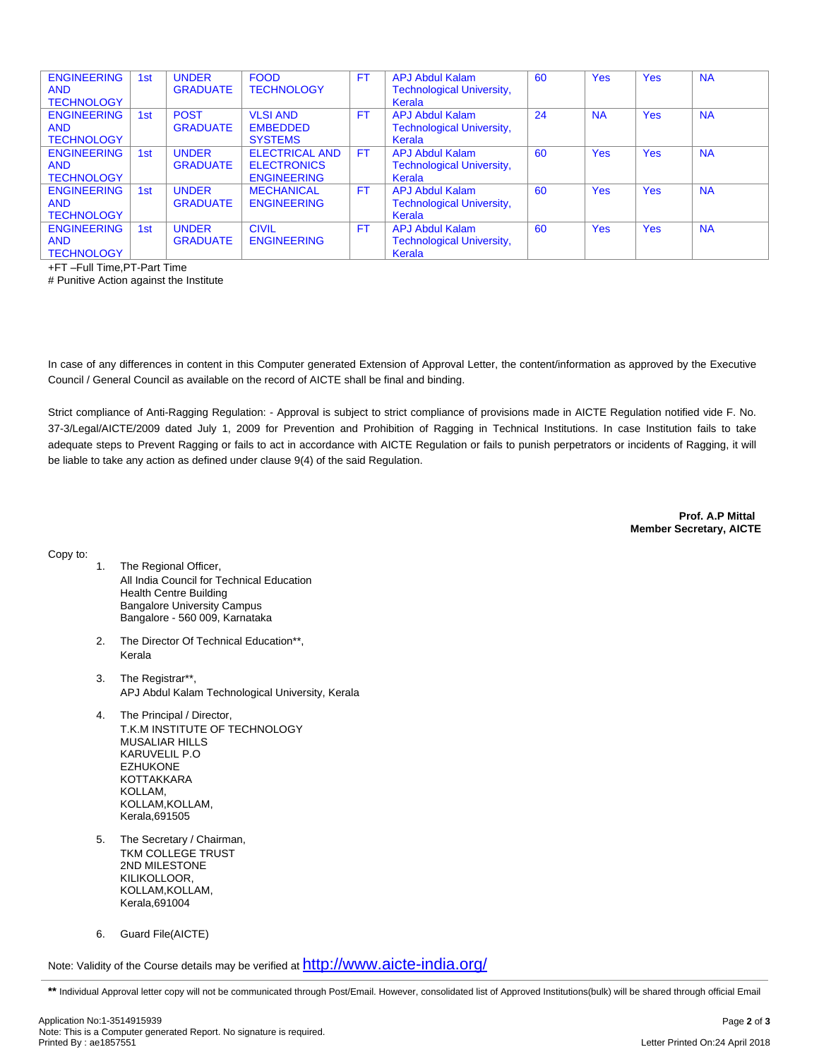| | | | | | | | | | |
|---|---|---|---|---|---|---|---|---|---|
| ENGINEERING AND TECHNOLOGY | 1st | UNDER GRADUATE | FOOD TECHNOLOGY | FT | APJ Abdul Kalam Technological University, Kerala | 60 | Yes | Yes | NA |
| ENGINEERING AND TECHNOLOGY | 1st | POST GRADUATE | VLSI AND EMBEDDED SYSTEMS | FT | APJ Abdul Kalam Technological University, Kerala | 24 | NA | Yes | NA |
| ENGINEERING AND TECHNOLOGY | 1st | UNDER GRADUATE | ELECTRICAL AND ELECTRONICS ENGINEERING | FT | APJ Abdul Kalam Technological University, Kerala | 60 | Yes | Yes | NA |
| ENGINEERING AND TECHNOLOGY | 1st | UNDER GRADUATE | MECHANICAL ENGINEERING | FT | APJ Abdul Kalam Technological University, Kerala | 60 | Yes | Yes | NA |
| ENGINEERING AND TECHNOLOGY | 1st | UNDER GRADUATE | CIVIL ENGINEERING | FT | APJ Abdul Kalam Technological University, Kerala | 60 | Yes | Yes | NA |

+FT –Full Time,PT-Part Time
# Punitive Action against the Institute

In case of any differences in content in this Computer generated Extension of Approval Letter, the content/information as approved by the Executive Council / General Council as available on the record of AICTE shall be final and binding.

Strict compliance of Anti-Ragging Regulation: - Approval is subject to strict compliance of provisions made in AICTE Regulation notified vide F. No. 37-3/Legal/AICTE/2009 dated July 1, 2009 for Prevention and Prohibition of Ragging in Technical Institutions. In case Institution fails to take adequate steps to Prevent Ragging or fails to act in accordance with AICTE Regulation or fails to punish perpetrators or incidents of Ragging, it will be liable to take any action as defined under clause 9(4) of the said Regulation.

**Prof. A.P Mittal**
**Member Secretary, AICTE**

Copy to:

1. The Regional Officer,
   All India Council for Technical Education
   Health Centre Building
   Bangalore University Campus
   Bangalore - 560 009, Karnataka

2. The Director Of Technical Education**,
   Kerala

3. The Registrar**,
   APJ Abdul Kalam Technological University, Kerala

4. The Principal / Director,
   T.K.M INSTITUTE OF TECHNOLOGY
   MUSALIAR HILLS
   KARUVELIL P.O
   EZHUKONE
   KOTTAKKARA
   KOLLAM,
   KOLLAM,KOLLAM,
   Kerala,691505

5. The Secretary / Chairman,
   TKM COLLEGE TRUST
   2ND MILESTONE
   KILIKOLLOOR,
   KOLLAM,KOLLAM,
   Kerala,691004

6. Guard File(AICTE)

Note: Validity of the Course details may be verified at http://www.aicte-india.org/

** Individual Approval letter copy will not be communicated through Post/Email. However, consolidated list of Approved Institutions(bulk) will be shared through official Email

Application No:1-3514915939
Note: This is a Computer generated Report. No signature is required.
Printed By : ae1857551
Letter Printed On:24 April 2018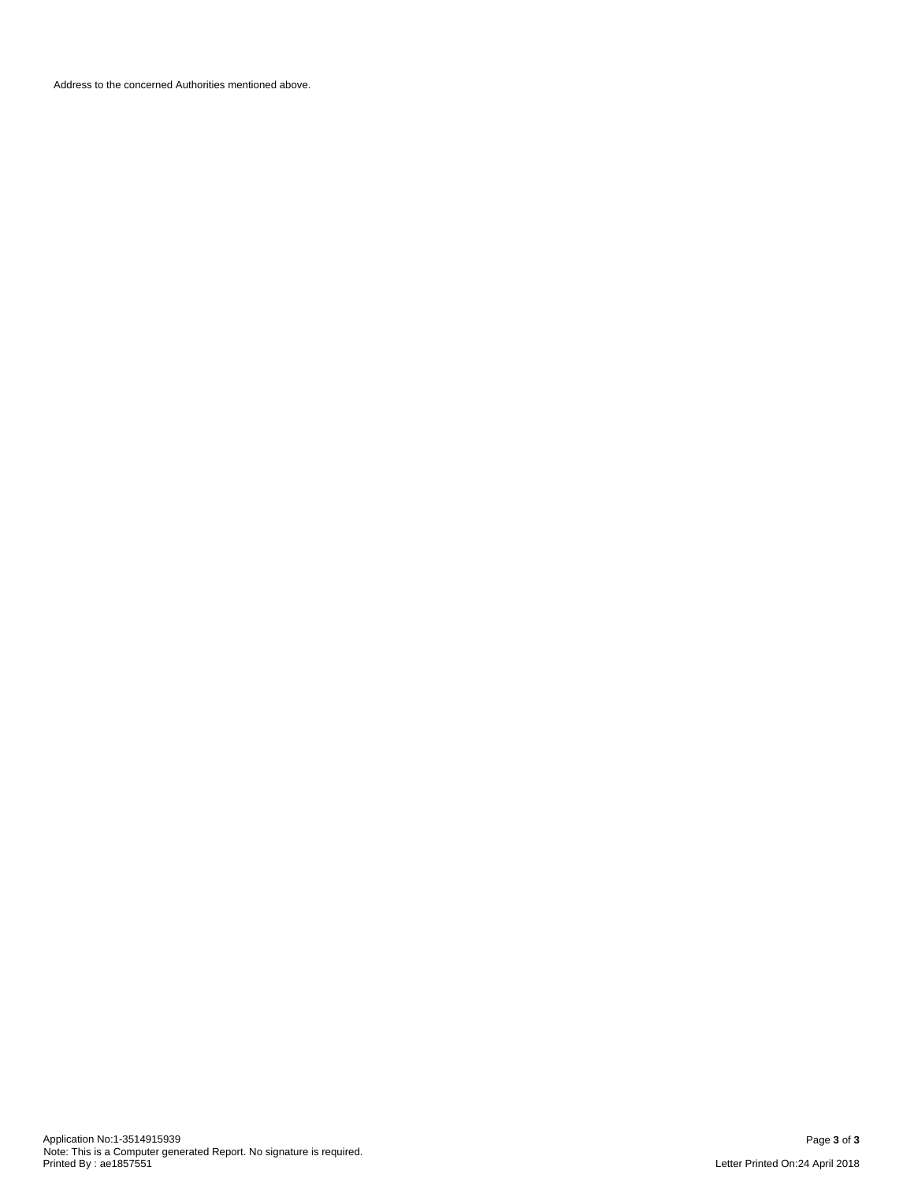Address to the concerned Authorities mentioned above.